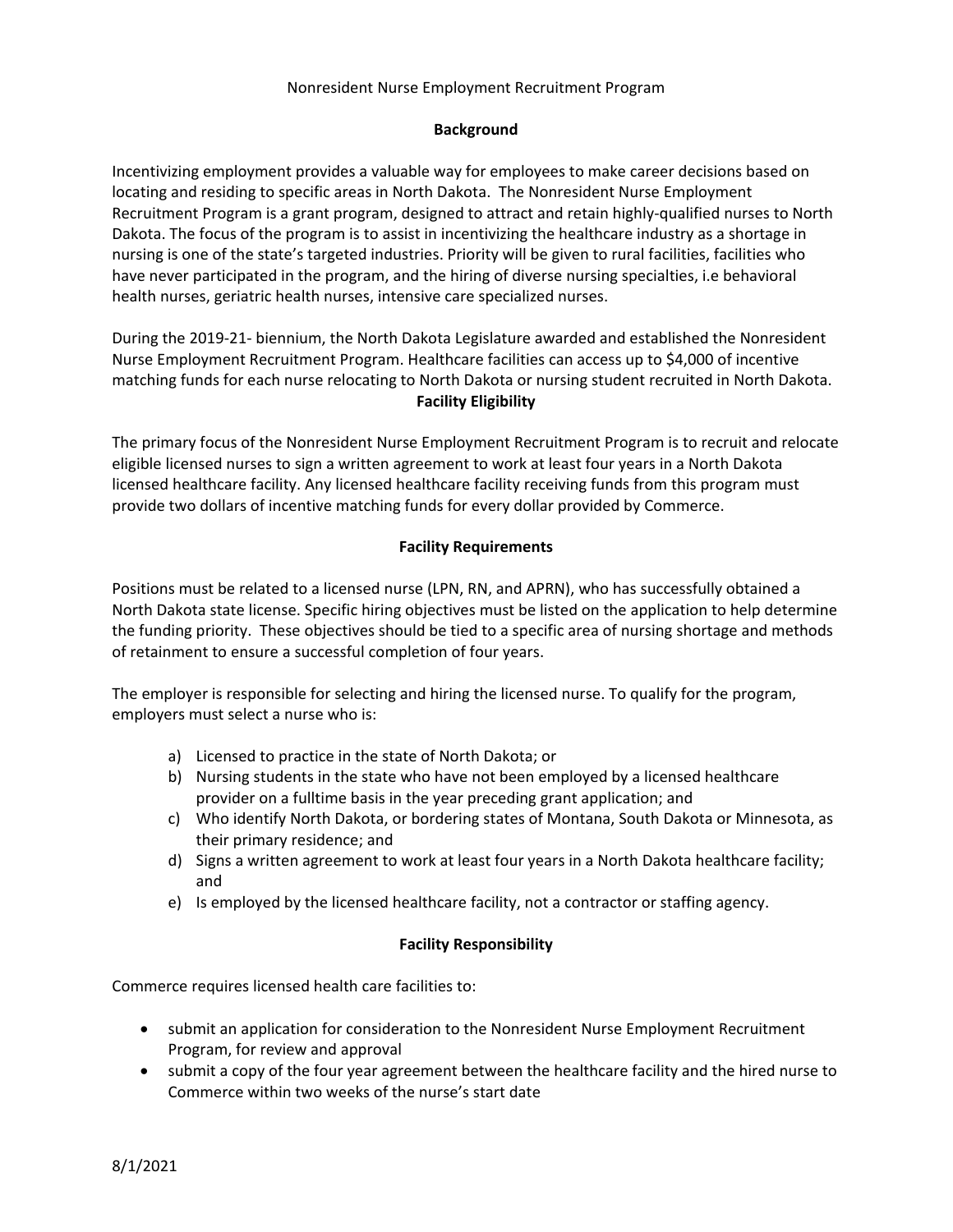Nonresident Nurse Employment Recruitment Program

## Background

Incentivizing employment provides a valuable way for employees to make career decisions based on locating and residing to specific areas in North Dakota. The Nonresident Nurse Employment Recruitment Program is a grant program, designed to attract and retain highly-qualified nurses to North Dakota. The focus of the program is to assist in incentivizing the healthcare industry as a shortage in nursing is one of the state's targeted industries. Priority will be given to rural facilities, facilities who have never participated in the program, and the hiring of diverse nursing specialties, i.e behavioral health nurses, geriatric health nurses, intensive care specialized nurses.

During the 2019-21- biennium, the North Dakota Legislature awarded and established the Nonresident Nurse Employment Recruitment Program. Healthcare facilities can access up to $4,000 of incentive matching funds for each nurse relocating to North Dakota or nursing student recruited in North Dakota.

## Facility Eligibility

The primary focus of the Nonresident Nurse Employment Recruitment Program is to recruit and relocate eligible licensed nurses to sign a written agreement to work at least four years in a North Dakota licensed healthcare facility. Any licensed healthcare facility receiving funds from this program must provide two dollars of incentive matching funds for every dollar provided by Commerce.

## Facility Requirements

Positions must be related to a licensed nurse (LPN, RN, and APRN), who has successfully obtained a North Dakota state license. Specific hiring objectives must be listed on the application to help determine the funding priority. These objectives should be tied to a specific area of nursing shortage and methods of retainment to ensure a successful completion of four years.

The employer is responsible for selecting and hiring the licensed nurse. To qualify for the program, employers must select a nurse who is:

a) Licensed to practice in the state of North Dakota; or
b) Nursing students in the state who have not been employed by a licensed healthcare provider on a fulltime basis in the year preceding grant application; and
c) Who identify North Dakota, or bordering states of Montana, South Dakota or Minnesota, as their primary residence; and
d) Signs a written agreement to work at least four years in a North Dakota healthcare facility; and
e) Is employed by the licensed healthcare facility, not a contractor or staffing agency.

## Facility Responsibility

Commerce requires licensed health care facilities to:

- submit an application for consideration to the Nonresident Nurse Employment Recruitment Program, for review and approval
- submit a copy of the four year agreement between the healthcare facility and the hired nurse to Commerce within two weeks of the nurse's start date

8/1/2021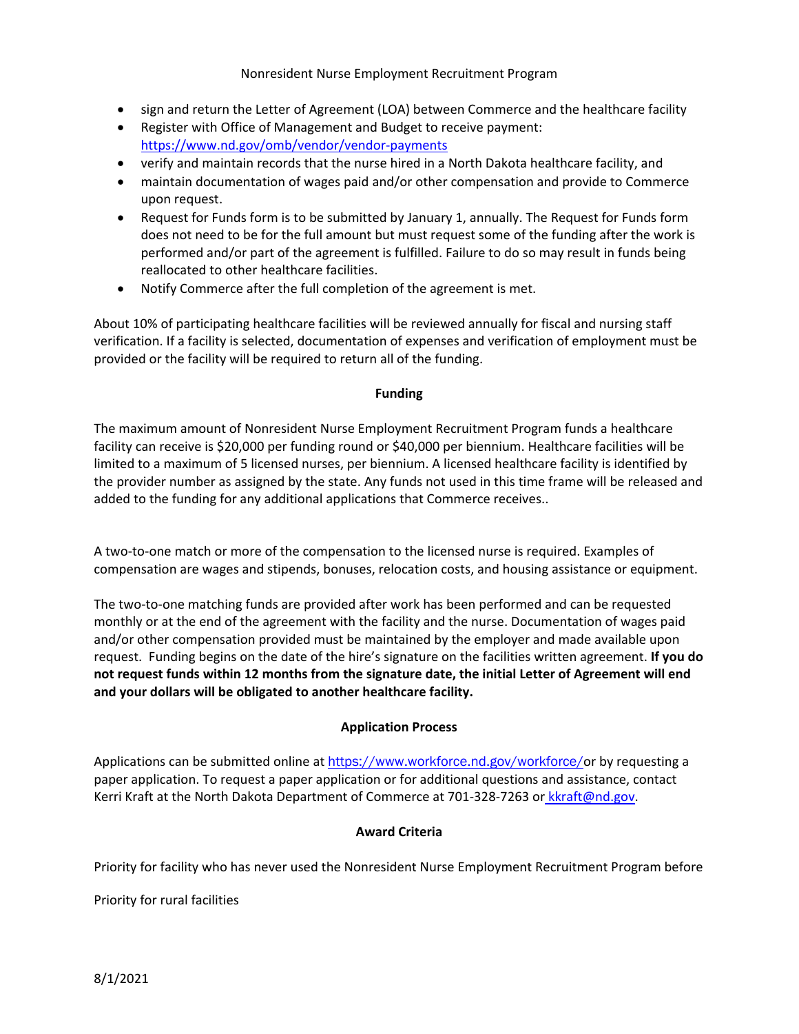- sign and return the Letter of Agreement (LOA) between Commerce and the healthcare facility
- Register with Office of Management and Budget to receive payment: https://www.nd.gov/omb/vendor/vendor-payments
- verify and maintain records that the nurse hired in a North Dakota healthcare facility, and
- maintain documentation of wages paid and/or other compensation and provide to Commerce upon request.
- Request for Funds form is to be submitted by January 1, annually. The Request for Funds form does not need to be for the full amount but must request some of the funding after the work is performed and/or part of the agreement is fulfilled. Failure to do so may result in funds being reallocated to other healthcare facilities.
- Notify Commerce after the full completion of the agreement is met.

About 10% of participating healthcare facilities will be reviewed annually for fiscal and nursing staff verification. If a facility is selected, documentation of expenses and verification of employment must be provided or the facility will be required to return all of the funding.

**Funding**

The maximum amount of Nonresident Nurse Employment Recruitment Program funds a healthcare facility can receive is $20,000 per funding round or $40,000 per biennium. Healthcare facilities will be limited to a maximum of 5 licensed nurses, per biennium. A licensed healthcare facility is identified by the provider number as assigned by the state. Any funds not used in this time frame will be released and added to the funding for any additional applications that Commerce receives..

A two-to-one match or more of the compensation to the licensed nurse is required. Examples of compensation are wages and stipends, bonuses, relocation costs, and housing assistance or equipment.

The two-to-one matching funds are provided after work has been performed and can be requested monthly or at the end of the agreement with the facility and the nurse. Documentation of wages paid and/or other compensation provided must be maintained by the employer and made available upon request. Funding begins on the date of the hire's signature on the facilities written agreement. **If you do not request funds within 12 months from the signature date, the initial Letter of Agreement will end and your dollars will be obligated to another healthcare facility.**

**Application Process**

Applications can be submitted online at https://www.workforce.nd.gov/workforce/ or by requesting a paper application. To request a paper application or for additional questions and assistance, contact Kerri Kraft at the North Dakota Department of Commerce at 701-328-7263 or kkraft@nd.gov.

**Award Criteria**

Priority for facility who has never used the Nonresident Nurse Employment Recruitment Program before

Priority for rural facilities

8/1/2021